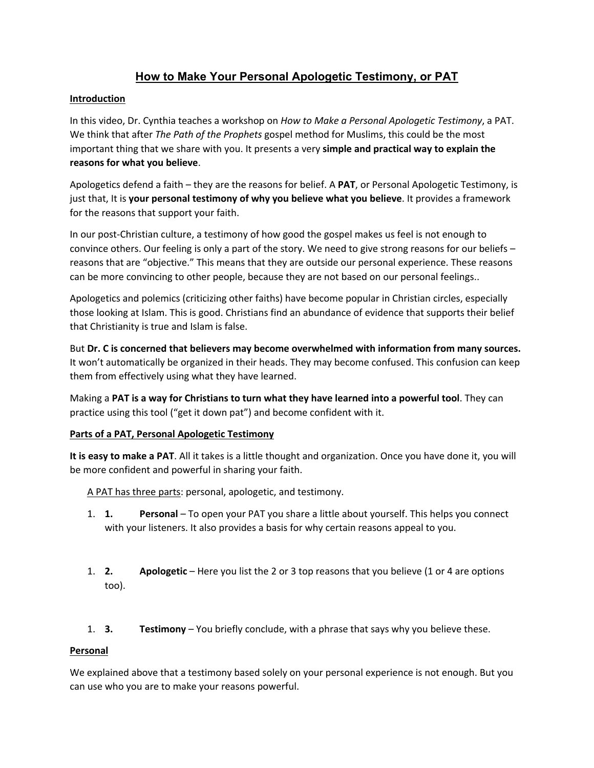# How to Make Your Personal Apologetic Testimony, or PAT

## Introduction

In this video, Dr. Cynthia teaches a workshop on *How to Make a Personal Apologetic Testimony*, a PAT. We think that after *The Path of the Prophets* gospel method for Muslims, this could be the most important thing that we share with you. It presents a very **simple and practical way to explain the reasons for what you believe**.

Apologetics defend a faith – they are the reasons for belief. A **PAT**, or Personal Apologetic Testimony, is just that, It is **your personal testimony of why you believe what you believe**. It provides a framework for the reasons that support your faith.

In our post-Christian culture, a testimony of how good the gospel makes us feel is not enough to convince others. Our feeling is only a part of the story. We need to give strong reasons for our beliefs – reasons that are "objective." This means that they are outside our personal experience. These reasons can be more convincing to other people, because they are not based on our personal feelings..

Apologetics and polemics (criticizing other faiths) have become popular in Christian circles, especially those looking at Islam. This is good. Christians find an abundance of evidence that supports their belief that Christianity is true and Islam is false.

But **Dr. C is concerned that believers may become overwhelmed with information from many sources.** It won't automatically be organized in their heads. They may become confused. This confusion can keep them from effectively using what they have learned.

Making a **PAT is a way for Christians to turn what they have learned into a powerful tool**. They can practice using this tool ("get it down pat") and become confident with it.

## Parts of a PAT, Personal Apologetic Testimony

**It is easy to make a PAT**. All it takes is a little thought and organization. Once you have done it, you will be more confident and powerful in sharing your faith.

A PAT has three parts: personal, apologetic, and testimony.

1. **1.** **Personal** – To open your PAT you share a little about yourself. This helps you connect with your listeners. It also provides a basis for why certain reasons appeal to you.

1. **2.** **Apologetic** – Here you list the 2 or 3 top reasons that you believe (1 or 4 are options too).

1. **3.** **Testimony** – You briefly conclude, with a phrase that says why you believe these.

## Personal

We explained above that a testimony based solely on your personal experience is not enough. But you can use who you are to make your reasons powerful.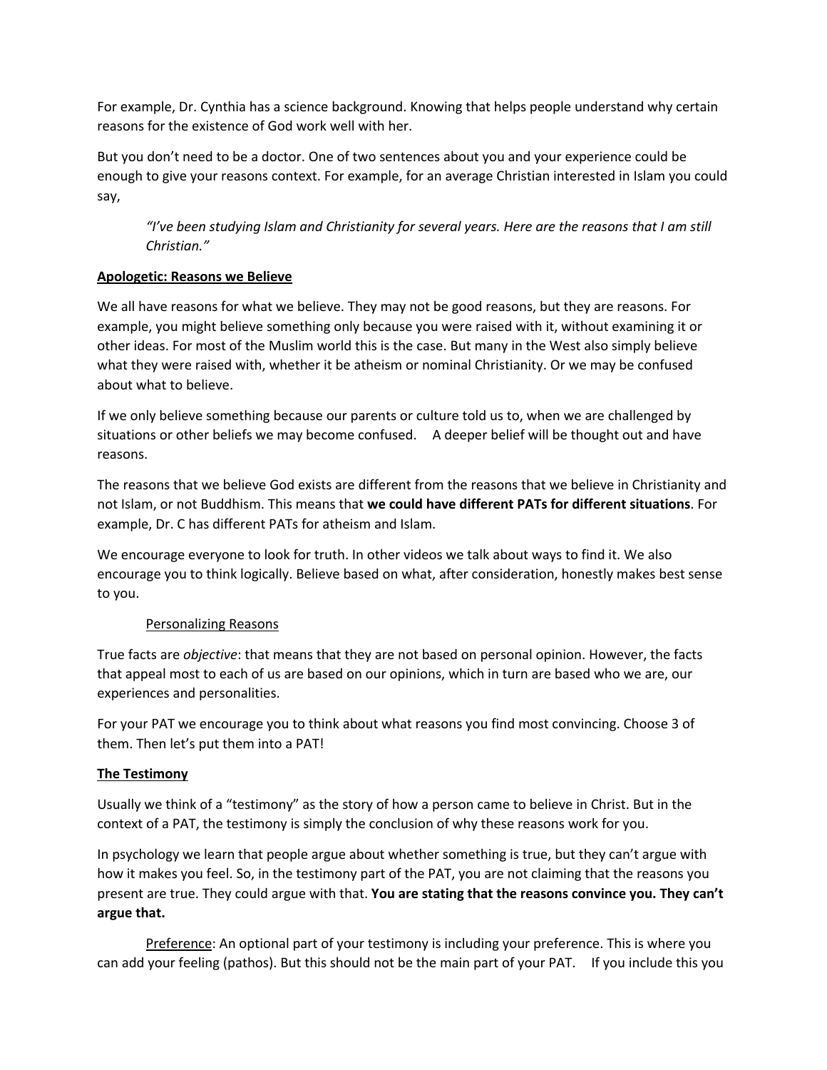For example, Dr. Cynthia has a science background. Knowing that helps people understand why certain reasons for the existence of God work well with her.

But you don't need to be a doctor. One of two sentences about you and your experience could be enough to give your reasons context. For example, for an average Christian interested in Islam you could say,

> *"I've been studying Islam and Christianity for several years. Here are the reasons that I am still Christian."*

**Apologetic: Reasons we Believe**

We all have reasons for what we believe. They may not be good reasons, but they are reasons. For example, you might believe something only because you were raised with it, without examining it or other ideas. For most of the Muslim world this is the case. But many in the West also simply believe what they were raised with, whether it be atheism or nominal Christianity. Or we may be confused about what to believe.

If we only believe something because our parents or culture told us to, when we are challenged by situations or other beliefs we may become confused. A deeper belief will be thought out and have reasons.

The reasons that we believe God exists are different from the reasons that we believe in Christianity and not Islam, or not Buddhism. This means that **we could have different PATs for different situations**. For example, Dr. C has different PATs for atheism and Islam.

We encourage everyone to look for truth. In other videos we talk about ways to find it. We also encourage you to think logically. Believe based on what, after consideration, honestly makes best sense to you.

Personalizing Reasons

True facts are *objective*: that means that they are not based on personal opinion. However, the facts that appeal most to each of us are based on our opinions, which in turn are based who we are, our experiences and personalities.

For your PAT we encourage you to think about what reasons you find most convincing. Choose 3 of them. Then let's put them into a PAT!

**The Testimony**

Usually we think of a "testimony" as the story of how a person came to believe in Christ. But in the context of a PAT, the testimony is simply the conclusion of why these reasons work for you.

In psychology we learn that people argue about whether something is true, but they can't argue with how it makes you feel. So, in the testimony part of the PAT, you are not claiming that the reasons you present are true. They could argue with that. **You are stating that the reasons convince you. They can't argue that.**

Preference: An optional part of your testimony is including your preference. This is where you can add your feeling (pathos). But this should not be the main part of your PAT. If you include this you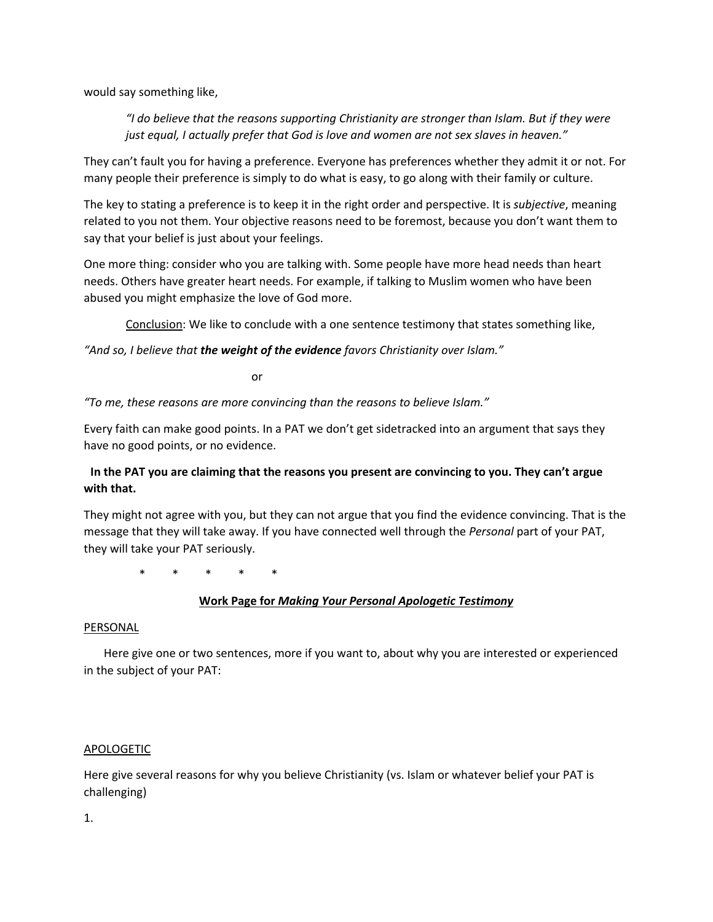would say something like,

> *"I do believe that the reasons supporting Christianity are stronger than Islam. But if they were just equal, I actually prefer that God is love and women are not sex slaves in heaven."*

They can't fault you for having a preference. Everyone has preferences whether they admit it or not. For many people their preference is simply to do what is easy, to go along with their family or culture.

The key to stating a preference is to keep it in the right order and perspective. It is *subjective*, meaning related to you not them. Your objective reasons need to be foremost, because you don't want them to say that your belief is just about your feelings.

One more thing: consider who you are talking with. Some people have more head needs than heart needs. Others have greater heart needs. For example, if talking to Muslim women who have been abused you might emphasize the love of God more.

<u>Conclusion</u>: We like to conclude with a one sentence testimony that states something like,

*"And so, I believe that **the weight of the evidence** favors Christianity over Islam."*

or

*"To me, these reasons are more convincing than the reasons to believe Islam."*

Every faith can make good points. In a PAT we don't get sidetracked into an argument that says they have no good points, or no evidence.

**In the PAT you are claiming that the reasons you present are convincing to you. They can't argue with that.**

They might not agree with you, but they can not argue that you find the evidence convincing. That is the message that they will take away. If you have connected well through the *Personal* part of your PAT, they will take your PAT seriously.

\* \* \* \* \*

## <u>Work Page for *Making Your Personal Apologetic Testimony*</u>

<u>PERSONAL</u>

Here give one or two sentences, more if you want to, about why you are interested or experienced in the subject of your PAT:

<u>APOLOGETIC</u>

Here give several reasons for why you believe Christianity (vs. Islam or whatever belief your PAT is challenging)

1.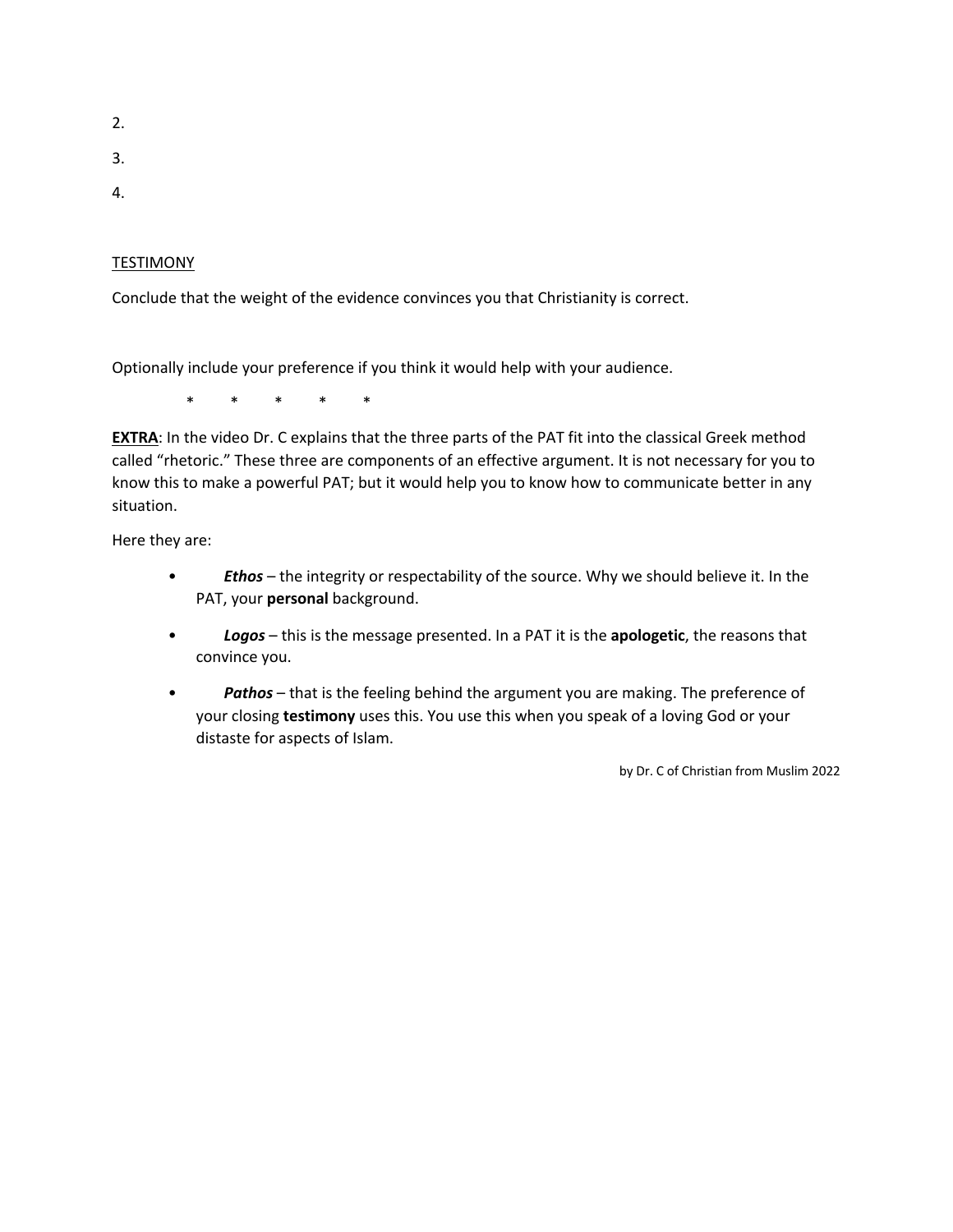2.

3.

4.

<u>TESTIMONY</u>

Conclude that the weight of the evidence convinces you that Christianity is correct.

Optionally include your preference if you think it would help with your audience.

\*        \*        \*        \*        \*

<u>**EXTRA**</u>: In the video Dr. C explains that the three parts of the PAT fit into the classical Greek method called "rhetoric." These three are components of an effective argument. It is not necessary for you to know this to make a powerful PAT; but it would help you to know how to communicate better in any situation.

Here they are:

- ***Ethos*** – the integrity or respectability of the source. Why we should believe it. In the PAT, your **personal** background.
- ***Logos*** – this is the message presented. In a PAT it is the **apologetic**, the reasons that convince you.
- ***Pathos*** – that is the feeling behind the argument you are making. The preference of your closing **testimony** uses this. You use this when you speak of a loving God or your distaste for aspects of Islam.

by Dr. C of Christian from Muslim 2022